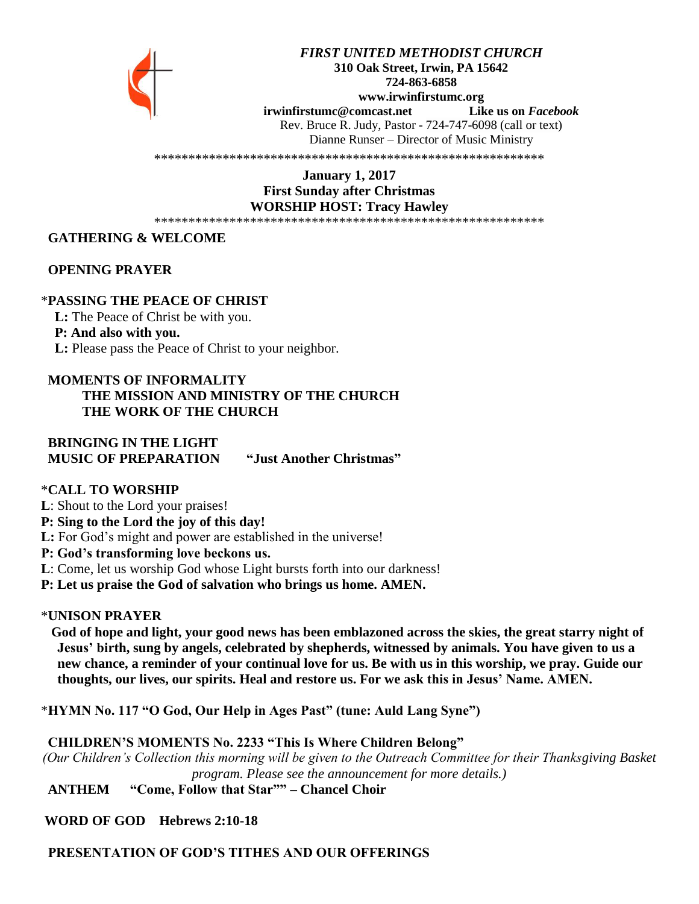***FIRST UNITED METHODIST CHURCH***
**310 Oak Street, Irwin, PA 15642**
**724-863-6858**
**www.irwinfirstumc.org**
**irwinfirstumc@comcast.net** **Like us on *Facebook***
Rev. Bruce R. Judy, Pastor - 724-747-6098 (call or text)
Dianne Runser – Director of Music Ministry

*************************************************************

**January 1, 2017**
**First Sunday after Christmas**
**WORSHIP HOST: Tracy Hawley**

*************************************************************

**GATHERING & WELCOME**

**OPENING PRAYER**

*__PASSING THE PEACE OF CHRIST__

**L:** The Peace of Christ be with you.
**P: And also with you.**
**L:** Please pass the Peace of Christ to your neighbor.

**MOMENTS OF INFORMALITY**
**THE MISSION AND MINISTRY OF THE CHURCH**
**THE WORK OF THE CHURCH**

**BRINGING IN THE LIGHT**
**MUSIC OF PREPARATION "Just Another Christmas"**

*__CALL TO WORSHIP__

**L**: Shout to the Lord your praises!
**P: Sing to the Lord the joy of this day!**
**L:** For God's might and power are established in the universe!
**P: God's transforming love beckons us.**
**L**: Come, let us worship God whose Light bursts forth into our darkness!
**P: Let us praise the God of salvation who brings us home. AMEN.**

*__UNISON PRAYER__

**God of hope and light, your good news has been emblazoned across the skies, the great starry night of Jesus' birth, sung by angels, celebrated by shepherds, witnessed by animals. You have given to us a new chance, a reminder of your continual love for us. Be with us in this worship, we pray. Guide our thoughts, our lives, our spirits. Heal and restore us. For we ask this in Jesus' Name. AMEN.**

*__HYMN No. 117 "O God, Our Help in Ages Past" (tune: Auld Lang Syne")__

**CHILDREN'S MOMENTS No. 2233 "This Is Where Children Belong"**
*(Our Children's Collection this morning will be given to the Outreach Committee for their Thanksgiving Basket program. Please see the announcement for more details.)*

**ANTHEM "Come, Follow that Star"" – Chancel Choir**

**WORD OF GOD Hebrews 2:10-18**

**PRESENTATION OF GOD'S TITHES AND OUR OFFERINGS**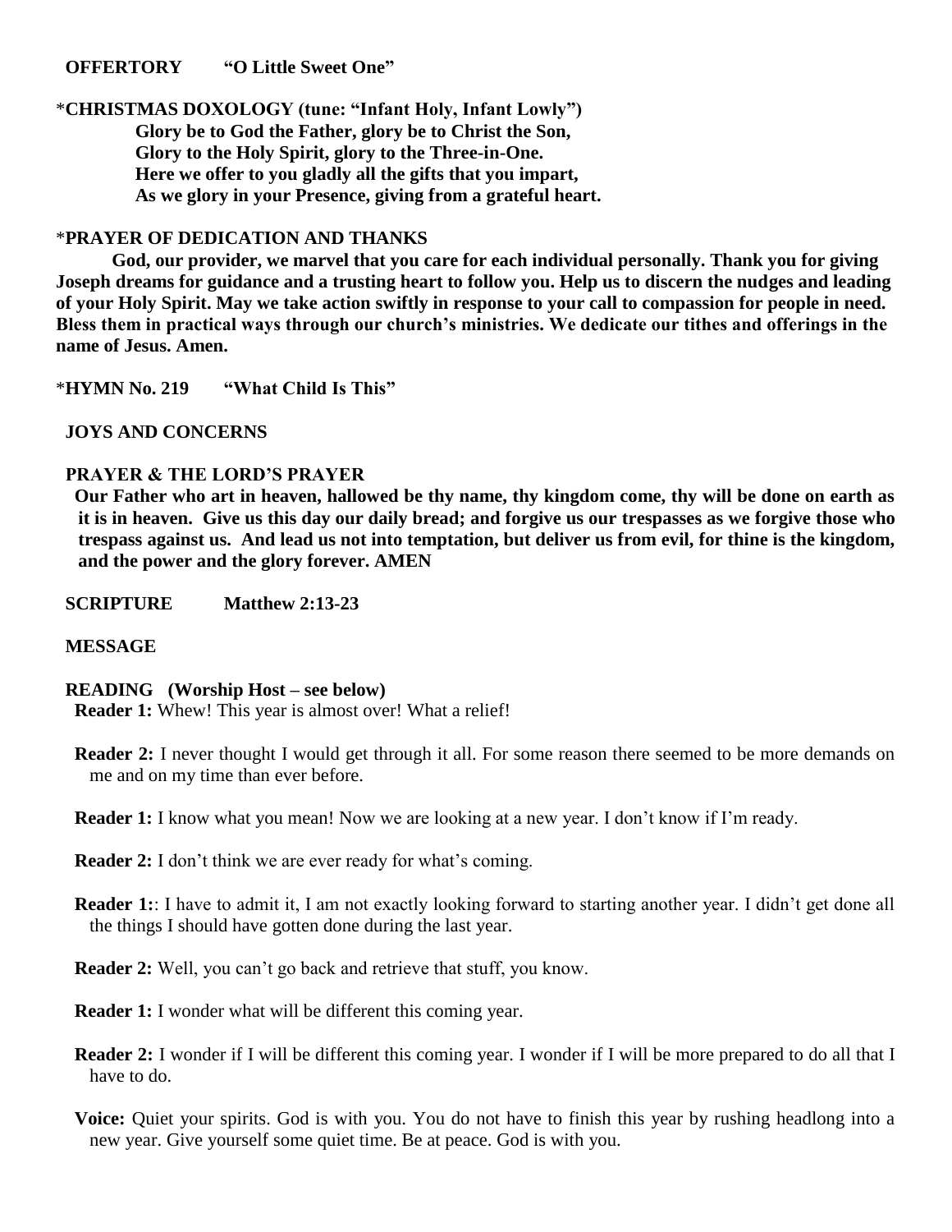**OFFERTORY "O Little Sweet One"**

*__CHRISTMAS DOXOLOGY (tune: "Infant Holy, Infant Lowly")__

**Glory be to God the Father, glory be to Christ the Son,**
**Glory to the Holy Spirit, glory to the Three-in-One.**
**Here we offer to you gladly all the gifts that you impart,**
**As we glory in your Presence, giving from a grateful heart.**

*__PRAYER OF DEDICATION AND THANKS__

**God, our provider, we marvel that you care for each individual personally. Thank you for giving Joseph dreams for guidance and a trusting heart to follow you. Help us to discern the nudges and leading of your Holy Spirit. May we take action swiftly in response to your call to compassion for people in need. Bless them in practical ways through our church's ministries. We dedicate our tithes and offerings in the name of Jesus. Amen.**

*__HYMN No. 219 "What Child Is This"__

**JOYS AND CONCERNS**

**PRAYER & THE LORD'S PRAYER**

**Our Father who art in heaven, hallowed be thy name, thy kingdom come, thy will be done on earth as it is in heaven. Give us this day our daily bread; and forgive us our trespasses as we forgive those who trespass against us. And lead us not into temptation, but deliver us from evil, for thine is the kingdom, and the power and the glory forever. AMEN**

**SCRIPTURE Matthew 2:13-23**

**MESSAGE**

**READING (Worship Host – see below)**

**Reader 1:** Whew! This year is almost over! What a relief!

**Reader 2:** I never thought I would get through it all. For some reason there seemed to be more demands on me and on my time than ever before.

**Reader 1:** I know what you mean! Now we are looking at a new year. I don't know if I'm ready.

**Reader 2:** I don't think we are ever ready for what's coming.

**Reader 1:**: I have to admit it, I am not exactly looking forward to starting another year. I didn't get done all the things I should have gotten done during the last year.

**Reader 2:** Well, you can't go back and retrieve that stuff, you know.

**Reader 1:** I wonder what will be different this coming year.

**Reader 2:** I wonder if I will be different this coming year. I wonder if I will be more prepared to do all that I have to do.

**Voice:** Quiet your spirits. God is with you. You do not have to finish this year by rushing headlong into a new year. Give yourself some quiet time. Be at peace. God is with you.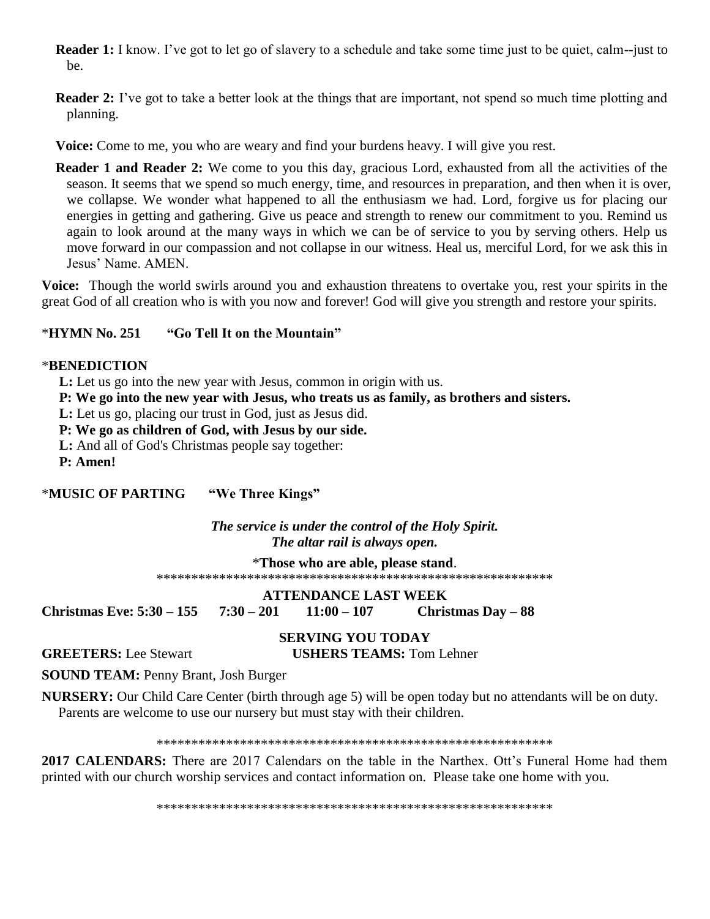**Reader 1:** I know. I've got to let go of slavery to a schedule and take some time just to be quiet, calm--just to be.

**Reader 2:** I've got to take a better look at the things that are important, not spend so much time plotting and planning.

**Voice:** Come to me, you who are weary and find your burdens heavy. I will give you rest.

**Reader 1 and Reader 2:** We come to you this day, gracious Lord, exhausted from all the activities of the season. It seems that we spend so much energy, time, and resources in preparation, and then when it is over, we collapse. We wonder what happened to all the enthusiasm we had. Lord, forgive us for placing our energies in getting and gathering. Give us peace and strength to renew our commitment to you. Remind us again to look around at the many ways in which we can be of service to you by serving others. Help us move forward in our compassion and not collapse in our witness. Heal us, merciful Lord, for we ask this in Jesus' Name. AMEN.

**Voice:** Though the world swirls around you and exhaustion threatens to overtake you, rest your spirits in the great God of all creation who is with you now and forever! God will give you strength and restore your spirits.

*__HYMN No. 251 "Go Tell It on the Mountain"__

*__BENEDICTION__

**L:** Let us go into the new year with Jesus, common in origin with us.
**P: We go into the new year with Jesus, who treats us as family, as brothers and sisters.**
**L:** Let us go, placing our trust in God, just as Jesus did.
**P: We go as children of God, with Jesus by our side.**
**L:** And all of God's Christmas people say together:
**P: Amen!**

*__MUSIC OF PARTING "We Three Kings"__

***The service is under the control of the Holy Spirit.***
***The altar rail is always open.***

*__Those who are able, please stand__.

**********************************************************

**ATTENDANCE LAST WEEK**

**Christmas Eve: 5:30 – 155 7:30 – 201 11:00 – 107 Christmas Day – 88**

**SERVING YOU TODAY**

**GREETERS:** Lee Stewart **USHERS TEAMS:** Tom Lehner

**SOUND TEAM:** Penny Brant, Josh Burger

**NURSERY:** Our Child Care Center (birth through age 5) will be open today but no attendants will be on duty. Parents are welcome to use our nursery but must stay with their children.

**********************************************************

**2017 CALENDARS:** There are 2017 Calendars on the table in the Narthex. Ott's Funeral Home had them printed with our church worship services and contact information on. Please take one home with you.

**********************************************************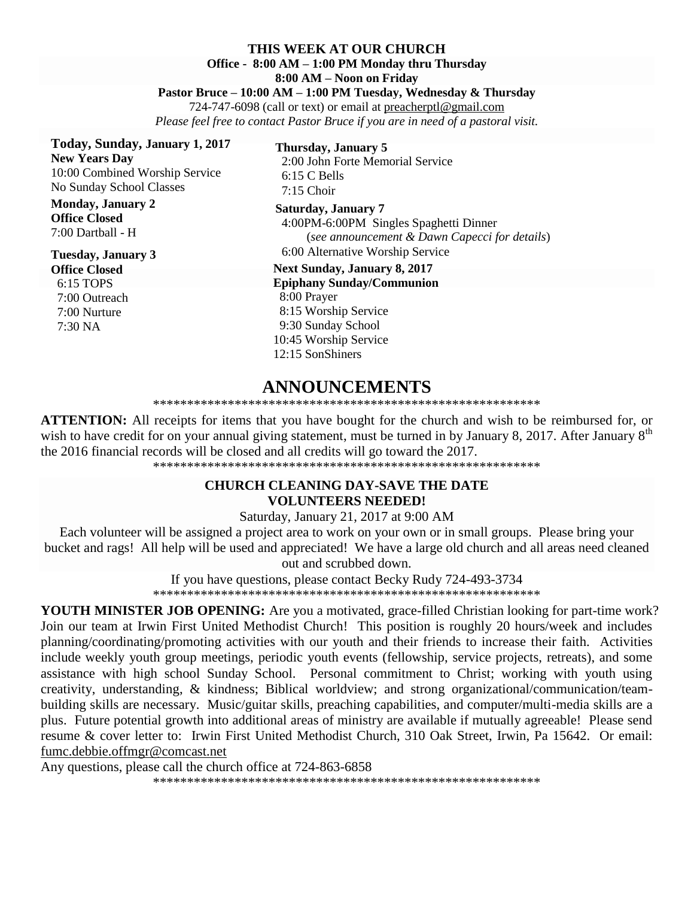**THIS WEEK AT OUR CHURCH**

**Office - 8:00 AM – 1:00 PM Monday thru Thursday**

**8:00 AM – Noon on Friday**

**Pastor Bruce – 10:00 AM – 1:00 PM Tuesday, Wednesday & Thursday**

724-747-6098 (call or text) or email at preacherptl@gmail.com

*Please feel free to contact Pastor Bruce if you are in need of a pastoral visit.*

**Today, Sunday, January 1, 2017**
**New Years Day**
10:00 Combined Worship Service
No Sunday School Classes

**Monday, January 2**
**Office Closed**
7:00 Dartball - H

**Tuesday, January 3**
**Office Closed**
6:15 TOPS
7:00 Outreach
7:00 Nurture
7:30 NA

**Thursday, January 5**
2:00 John Forte Memorial Service
6:15 C Bells
7:15 Choir

**Saturday, January 7**
4:00PM-6:00PM Singles Spaghetti Dinner
(*see announcement & Dawn Capecci for details*)
6:00 Alternative Worship Service

**Next Sunday, January 8, 2017**
**Epiphany Sunday/Communion**
8:00 Prayer
8:15 Worship Service
9:30 Sunday School
10:45 Worship Service
12:15 SonShiners

# ANNOUNCEMENTS

*********************************************************

**ATTENTION:** All receipts for items that you have bought for the church and wish to be reimbursed for, or wish to have credit for on your annual giving statement, must be turned in by January 8, 2017. After January 8th the 2016 financial records will be closed and all credits will go toward the 2017.

*********************************************************

**CHURCH CLEANING DAY-SAVE THE DATE**
**VOLUNTEERS NEEDED!**

Saturday, January 21, 2017 at 9:00 AM

Each volunteer will be assigned a project area to work on your own or in small groups. Please bring your bucket and rags! All help will be used and appreciated! We have a large old church and all areas need cleaned out and scrubbed down.

If you have questions, please contact Becky Rudy 724-493-3734

*********************************************************

**YOUTH MINISTER JOB OPENING:** Are you a motivated, grace-filled Christian looking for part-time work? Join our team at Irwin First United Methodist Church! This position is roughly 20 hours/week and includes planning/coordinating/promoting activities with our youth and their friends to increase their faith. Activities include weekly youth group meetings, periodic youth events (fellowship, service projects, retreats), and some assistance with high school Sunday School. Personal commitment to Christ; working with youth using creativity, understanding, & kindness; Biblical worldview; and strong organizational/communication/team-building skills are necessary. Music/guitar skills, preaching capabilities, and computer/multi-media skills are a plus. Future potential growth into additional areas of ministry are available if mutually agreeable! Please send resume & cover letter to: Irwin First United Methodist Church, 310 Oak Street, Irwin, Pa 15642. Or email: fumc.debbie.offmgr@comcast.net

Any questions, please call the church office at 724-863-6858

*********************************************************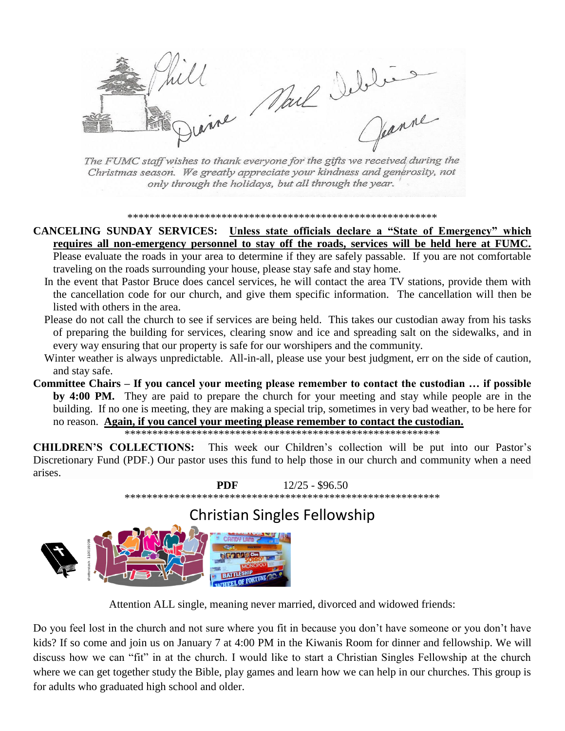Phill Diane Mark Debbie Jeanne

*The FUMC staff wishes to thank everyone for the gifts we received during the Christmas season. We greatly appreciate your kindness and generosity, not only through the holidays, but all through the year.*

**********************************************************

**CANCELING SUNDAY SERVICES:** **Unless state officials declare a "State of Emergency" which requires all non-emergency personnel to stay off the roads, services will be held here at FUMC.** Please evaluate the roads in your area to determine if they are safely passable. If you are not comfortable traveling on the roads surrounding your house, please stay safe and stay home.

In the event that Pastor Bruce does cancel services, he will contact the area TV stations, provide them with the cancellation code for our church, and give them specific information. The cancellation will then be listed with others in the area.

Please do not call the church to see if services are being held. This takes our custodian away from his tasks of preparing the building for services, clearing snow and ice and spreading salt on the sidewalks, and in every way ensuring that our property is safe for our worshipers and the community.

Winter weather is always unpredictable. All-in-all, please use your best judgment, err on the side of caution, and stay safe.

**Committee Chairs – If you cancel your meeting please remember to contact the custodian … if possible by 4:00 PM.** They are paid to prepare the church for your meeting and stay while people are in the building. If no one is meeting, they are making a special trip, sometimes in very bad weather, to be here for no reason. **Again, if you cancel your meeting please remember to contact the custodian.**

**********************************************************

**CHILDREN'S COLLECTIONS:** This week our Children's collection will be put into our Pastor's Discretionary Fund (PDF.) Our pastor uses this fund to help those in our church and community when a need arises.

**PDF** 12/25 - $96.50

**********************************************************

## Christian Singles Fellowship

Attention ALL single, meaning never married, divorced and widowed friends:

Do you feel lost in the church and not sure where you fit in because you don't have someone or you don't have kids? If so come and join us on January 7 at 4:00 PM in the Kiwanis Room for dinner and fellowship. We will discuss how we can "fit" in at the church. I would like to start a Christian Singles Fellowship at the church where we can get together study the Bible, play games and learn how we can help in our churches. This group is for adults who graduated high school and older.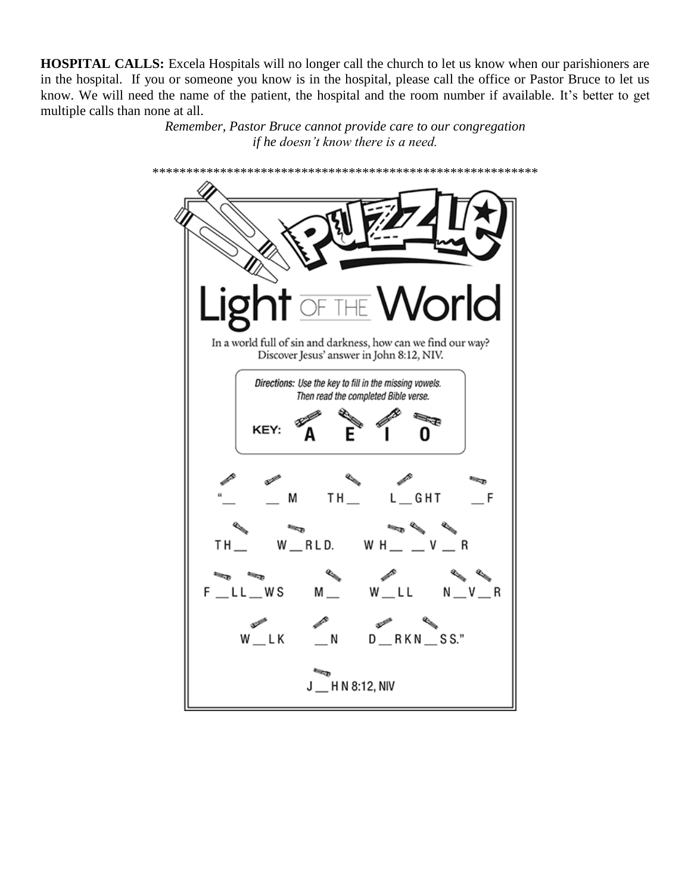**HOSPITAL CALLS:** Excela Hospitals will no longer call the church to let us know when our parishioners are in the hospital. If you or someone you know is in the hospital, please call the office or Pastor Bruce to let us know. We will need the name of the patient, the hospital and the room number if available. It's better to get multiple calls than none at all.

*Remember, Pastor Bruce cannot provide care to our congregation if he doesn't know there is a need.*

*************************************************************

# PUZZLE

## Light OF THE World

In a world full of sin and darkness, how can we find our way? Discover Jesus' answer in John 8:12, NIV.

**Directions:** Use the key to fill in the missing vowels. Then read the completed Bible verse.

KEY: A E I O

"__ __ M TH__ L__GHT __F

TH__ W__RLD. WH__ __V__R

F__LL__WS M__ W__LL N__V__R

W__LK __N D__RKN__SS."

J__HN 8:12, NIV